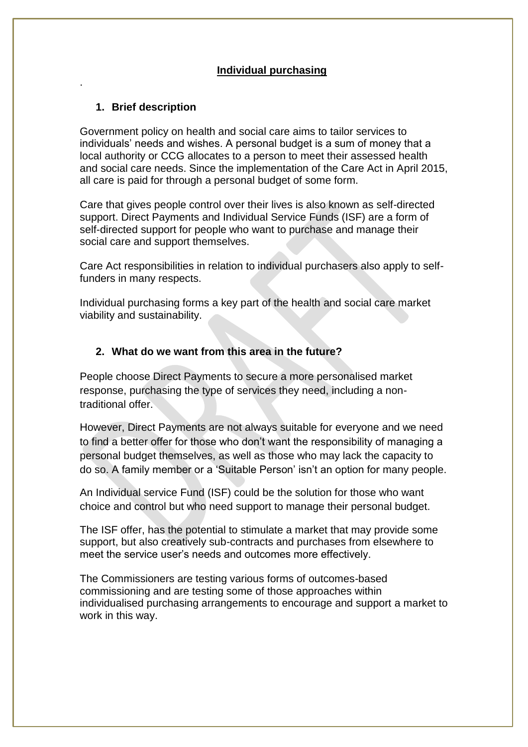# Individual purchasing

.

## 1. Brief description

Government policy on health and social care aims to tailor services to individuals' needs and wishes. A personal budget is a sum of money that a local authority or CCG allocates to a person to meet their assessed health and social care needs. Since the implementation of the Care Act in April 2015, all care is paid for through a personal budget of some form.

Care that gives people control over their lives is also known as self-directed support. Direct Payments and Individual Service Funds (ISF) are a form of self-directed support for people who want to purchase and manage their social care and support themselves.

Care Act responsibilities in relation to individual purchasers also apply to self-funders in many respects.

Individual purchasing forms a key part of the health and social care market viability and sustainability.

## 2. What do we want from this area in the future?

People choose Direct Payments to secure a more personalised market response, purchasing the type of services they need, including a non-traditional offer.

However, Direct Payments are not always suitable for everyone and we need to find a better offer for those who don't want the responsibility of managing a personal budget themselves, as well as those who may lack the capacity to do so. A family member or a 'Suitable Person' isn't an option for many people.

An Individual service Fund (ISF) could be the solution for those who want choice and control but who need support to manage their personal budget.

The ISF offer, has the potential to stimulate a market that may provide some support, but also creatively sub-contracts and purchases from elsewhere to meet the service user's needs and outcomes more effectively.

The Commissioners are testing various forms of outcomes-based commissioning and are testing some of those approaches within individualised purchasing arrangements to encourage and support a market to work in this way.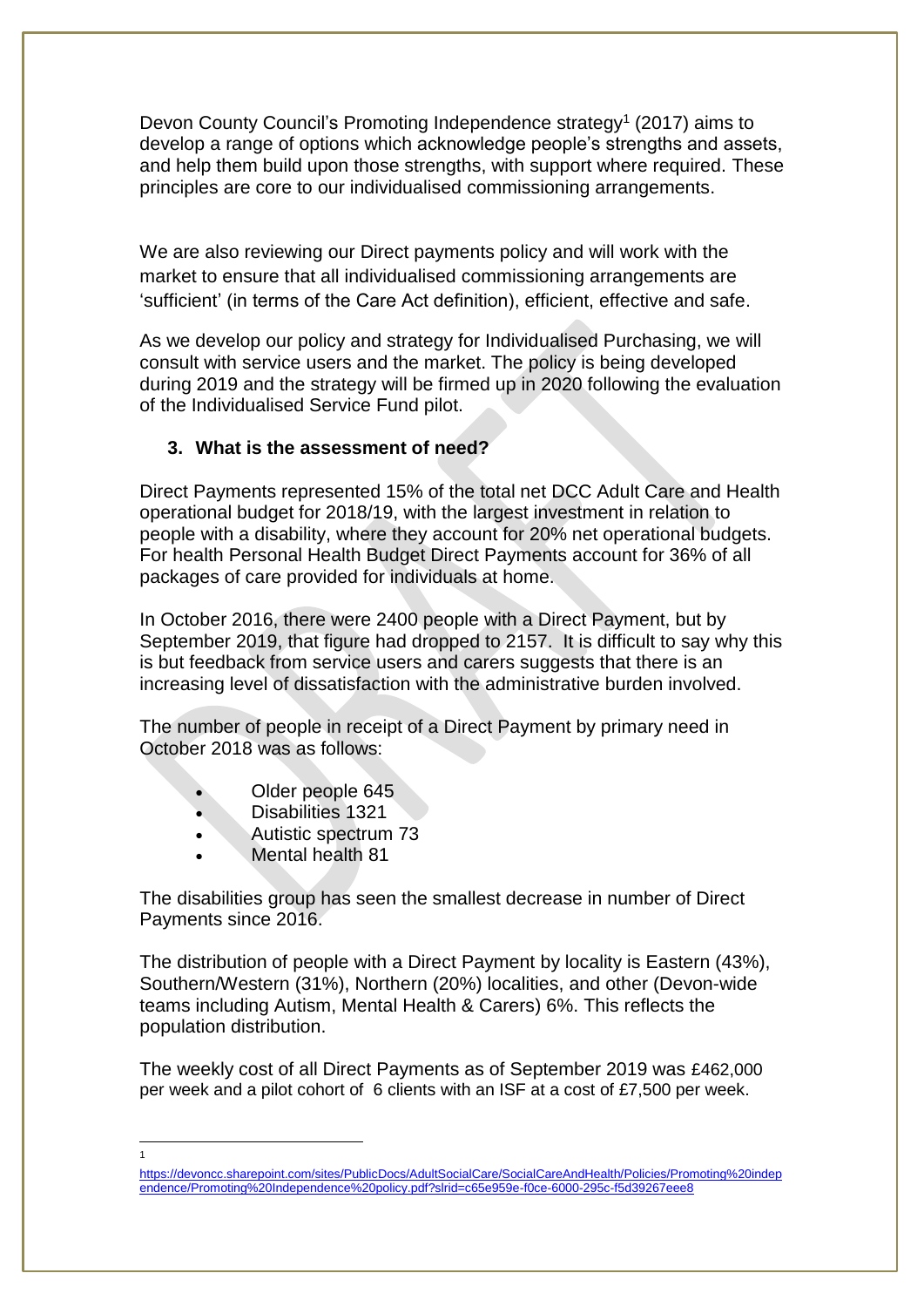Devon County Council's Promoting Independence strategy[1] (2017) aims to develop a range of options which acknowledge people's strengths and assets, and help them build upon those strengths, with support where required. These principles are core to our individualised commissioning arrangements.

We are also reviewing our Direct payments policy and will work with the market to ensure that all individualised commissioning arrangements are 'sufficient' (in terms of the Care Act definition), efficient, effective and safe.

As we develop our policy and strategy for Individualised Purchasing, we will consult with service users and the market. The policy is being developed during 2019 and the strategy will be firmed up in 2020 following the evaluation of the Individualised Service Fund pilot.

### 3. What is the assessment of need?

Direct Payments represented 15% of the total net DCC Adult Care and Health operational budget for 2018/19, with the largest investment in relation to people with a disability, where they account for 20% net operational budgets. For health Personal Health Budget Direct Payments account for 36% of all packages of care provided for individuals at home.

In October 2016, there were 2400 people with a Direct Payment, but by September 2019, that figure had dropped to 2157. It is difficult to say why this is but feedback from service users and carers suggests that there is an increasing level of dissatisfaction with the administrative burden involved.

The number of people in receipt of a Direct Payment by primary need in October 2018 was as follows:

- Older people 645
- Disabilities 1321
- Autistic spectrum 73
- Mental health 81

The disabilities group has seen the smallest decrease in number of Direct Payments since 2016.

The distribution of people with a Direct Payment by locality is Eastern (43%), Southern/Western (31%), Northern (20%) localities, and other (Devon-wide teams including Autism, Mental Health & Carers) 6%. This reflects the population distribution.

The weekly cost of all Direct Payments as of September 2019 was £462,000 per week and a pilot cohort of 6 clients with an ISF at a cost of £7,500 per week.

---

[1] https://devoncc.sharepoint.com/sites/PublicDocs/AdultSocialCare/SocialCareAndHealth/Policies/Promoting%20independence/Promoting%20Independence%20policy.pdf?slrid=c65e959e-f0ce-6000-295c-f5d39267eee8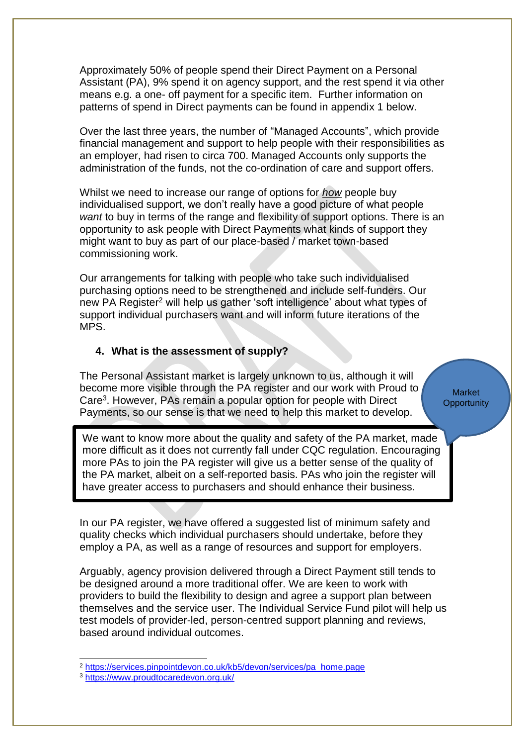Approximately 50% of people spend their Direct Payment on a Personal Assistant (PA), 9% spend it on agency support, and the rest spend it via other means e.g. a one- off payment for a specific item. Further information on patterns of spend in Direct payments can be found in appendix 1 below.

Over the last three years, the number of "Managed Accounts", which provide financial management and support to help people with their responsibilities as an employer, had risen to circa 700. Managed Accounts only supports the administration of the funds, not the co-ordination of care and support offers.

Whilst we need to increase our range of options for ***how*** people buy individualised support, we don't really have a good picture of what people *want* to buy in terms of the range and flexibility of support options. There is an opportunity to ask people with Direct Payments what kinds of support they might want to buy as part of our place-based / market town-based commissioning work.

Our arrangements for talking with people who take such individualised purchasing options need to be strengthened and include self-funders. Our new PA Register[2] will help us gather 'soft intelligence' about what types of support individual purchasers want and will inform future iterations of the MPS.

## 4. What is the assessment of supply?

The Personal Assistant market is largely unknown to us, although it will become more visible through the PA register and our work with Proud to Care[3]. However, PAs remain a popular option for people with Direct Payments, so our sense is that we need to help this market to develop.

Market Opportunity

> We want to know more about the quality and safety of the PA market, made more difficult as it does not currently fall under CQC regulation. Encouraging more PAs to join the PA register will give us a better sense of the quality of the PA market, albeit on a self-reported basis. PAs who join the register will have greater access to purchasers and should enhance their business.

In our PA register, we have offered a suggested list of minimum safety and quality checks which individual purchasers should undertake, before they employ a PA, as well as a range of resources and support for employers.

Arguably, agency provision delivered through a Direct Payment still tends to be designed around a more traditional offer. We are keen to work with providers to build the flexibility to design and agree a support plan between themselves and the service user. The Individual Service Fund pilot will help us test models of provider-led, person-centred support planning and reviews, based around individual outcomes.

---

[2] https://services.pinpointdevon.co.uk/kb5/devon/services/pa_home.page

[3] https://www.proudtocaredevon.org.uk/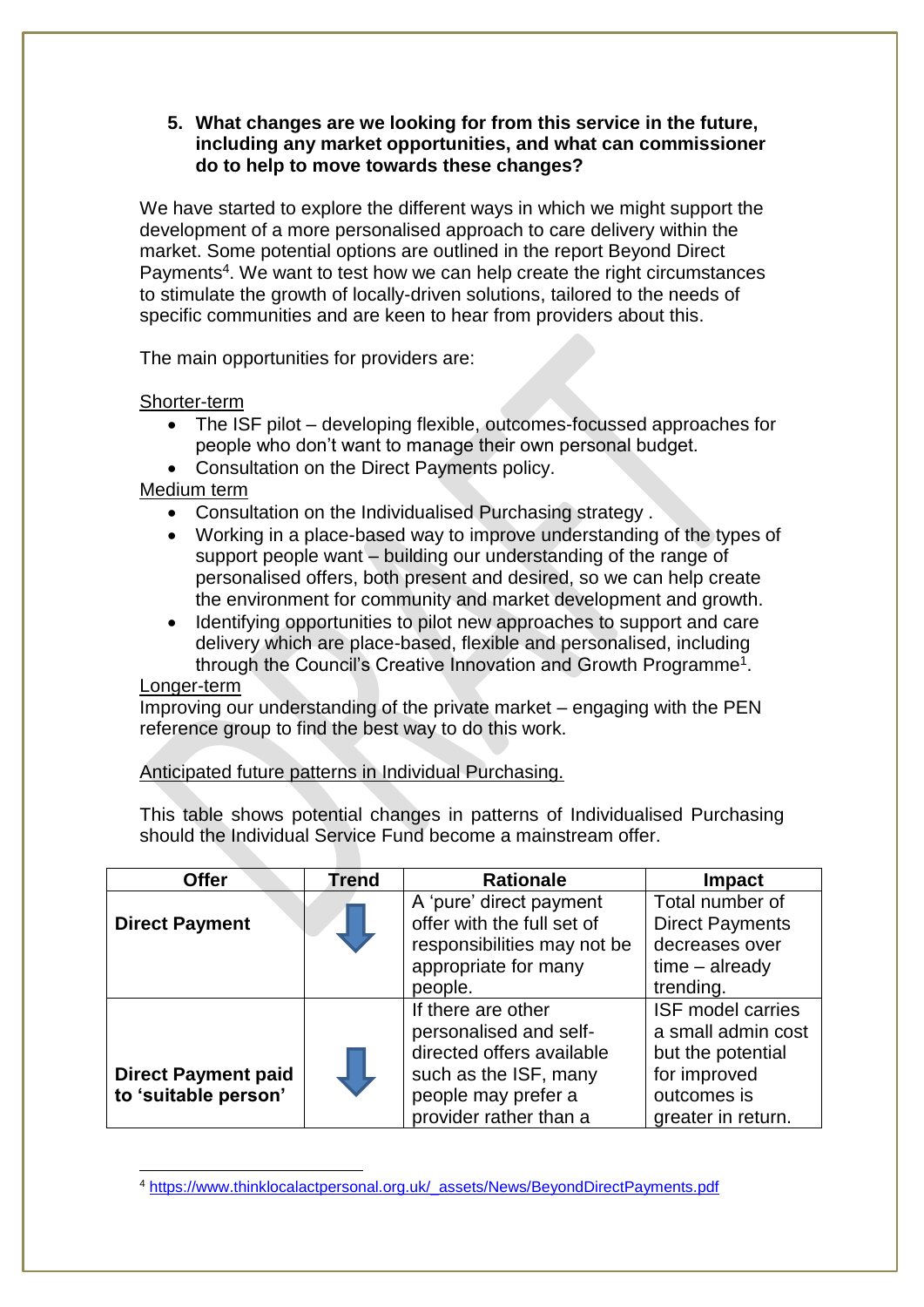### 5. What changes are we looking for from this service in the future, including any market opportunities, and what can commissioner do to help to move towards these changes?

We have started to explore the different ways in which we might support the development of a more personalised approach to care delivery within the market. Some potential options are outlined in the report Beyond Direct Payments[4]. We want to test how we can help create the right circumstances to stimulate the growth of locally-driven solutions, tailored to the needs of specific communities and are keen to hear from providers about this.

The main opportunities for providers are:

<u>Shorter-term</u>

- The ISF pilot – developing flexible, outcomes-focussed approaches for people who don't want to manage their own personal budget.
- Consultation on the Direct Payments policy.

<u>Medium term</u>

- Consultation on the Individualised Purchasing strategy .
- Working in a place-based way to improve understanding of the types of support people want – building our understanding of the range of personalised offers, both present and desired, so we can help create the environment for community and market development and growth.
- Identifying opportunities to pilot new approaches to support and care delivery which are place-based, flexible and personalised, including through the Council's Creative Innovation and Growth Programme[1].

<u>Longer-term</u>

Improving our understanding of the private market – engaging with the PEN reference group to find the best way to do this work.

<u>Anticipated future patterns in Individual Purchasing.</u>

This table shows potential changes in patterns of Individualised Purchasing should the Individual Service Fund become a mainstream offer.

| Offer | Trend | Rationale | Impact |
|---|---|---|---|
| **Direct Payment** | ⬇ | A 'pure' direct payment offer with the full set of responsibilities may not be appropriate for many people. | Total number of Direct Payments decreases over time – already trending. |
| **Direct Payment paid to 'suitable person'** | ⬇ | If there are other personalised and self-directed offers available such as the ISF, many people may prefer a provider rather than a | ISF model carries a small admin cost but the potential for improved outcomes is greater in return. |

[4] https://www.thinklocalactpersonal.org.uk/_assets/News/BeyondDirectPayments.pdf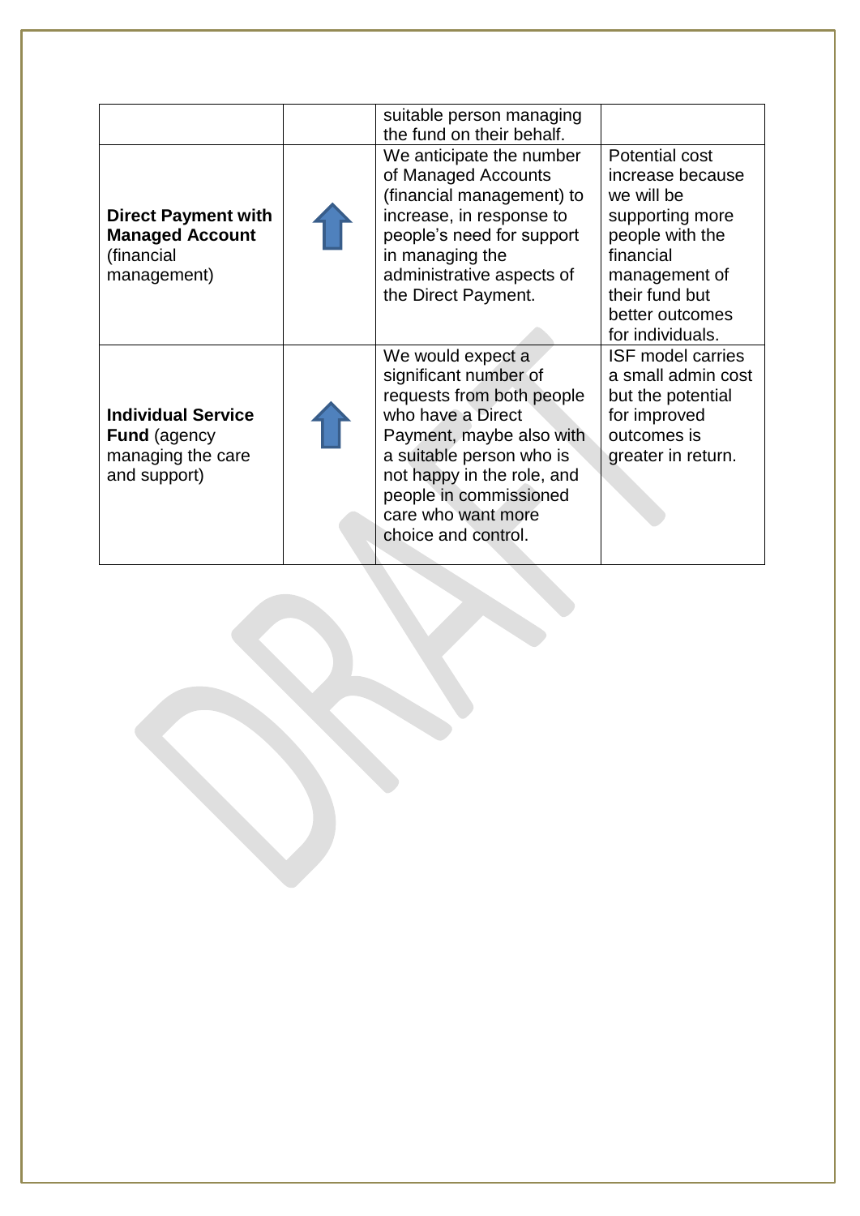|  |  |  |  |
|---|---|---|---|
|  |  | suitable person managing the fund on their behalf. |  |
| **Direct Payment with Managed Account** (financial management) | ⬆ | We anticipate the number of Managed Accounts (financial management) to increase, in response to people's need for support in managing the administrative aspects of the Direct Payment. | Potential cost increase because we will be supporting more people with the financial management of their fund but better outcomes for individuals. |
| **Individual Service Fund** (agency managing the care and support) | ⬆ | We would expect a significant number of requests from both people who have a Direct Payment, maybe also with a suitable person who is not happy in the role, and people in commissioned care who want more choice and control. | ISF model carries a small admin cost but the potential for improved outcomes is greater in return. |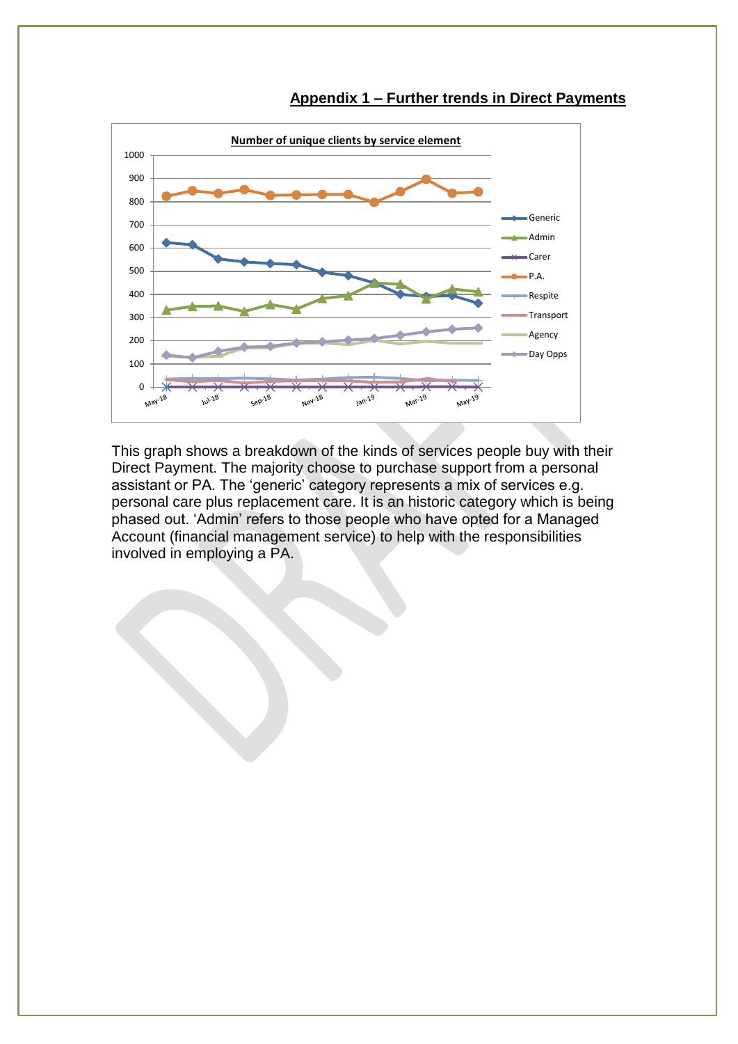## Appendix 1 – Further trends in Direct Payments

**Number of unique clients by service element**

This graph shows a breakdown of the kinds of services people buy with their Direct Payment. The majority choose to purchase support from a personal assistant or PA. The 'generic' category represents a mix of services e.g. personal care plus replacement care. It is an historic category which is being phased out. 'Admin' refers to those people who have opted for a Managed Account (financial management service) to help with the responsibilities involved in employing a PA.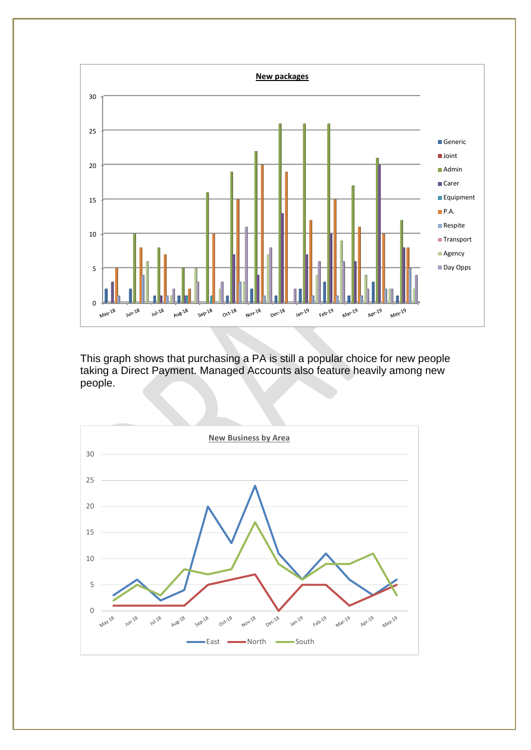**New packages**

This graph shows that purchasing a PA is still a popular choice for new people taking a Direct Payment. Managed Accounts also feature heavily among new people.

**New Business by Area**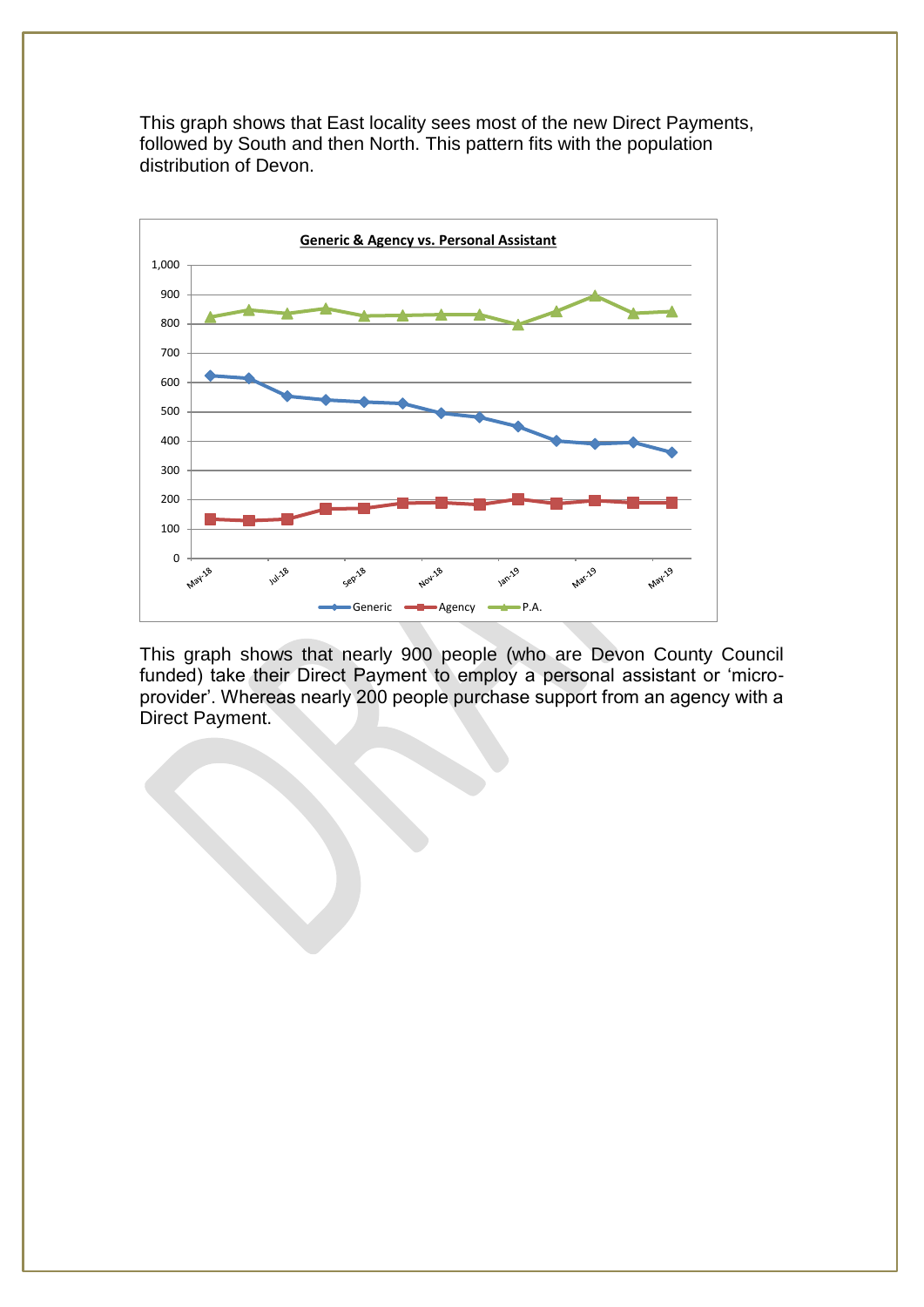This graph shows that East locality sees most of the new Direct Payments, followed by South and then North. This pattern fits with the population distribution of Devon.

**Generic & Agency vs. Personal Assistant**

1,000
900
800
700
600
500
400
300
200
100
0

May-18
Jul-18
Sep-18
Nov-18
Jan-19
Mar-19
May-19

Generic
Agency
P.A.

This graph shows that nearly 900 people (who are Devon County Council funded) take their Direct Payment to employ a personal assistant or 'micro-provider'. Whereas nearly 200 people purchase support from an agency with a Direct Payment.